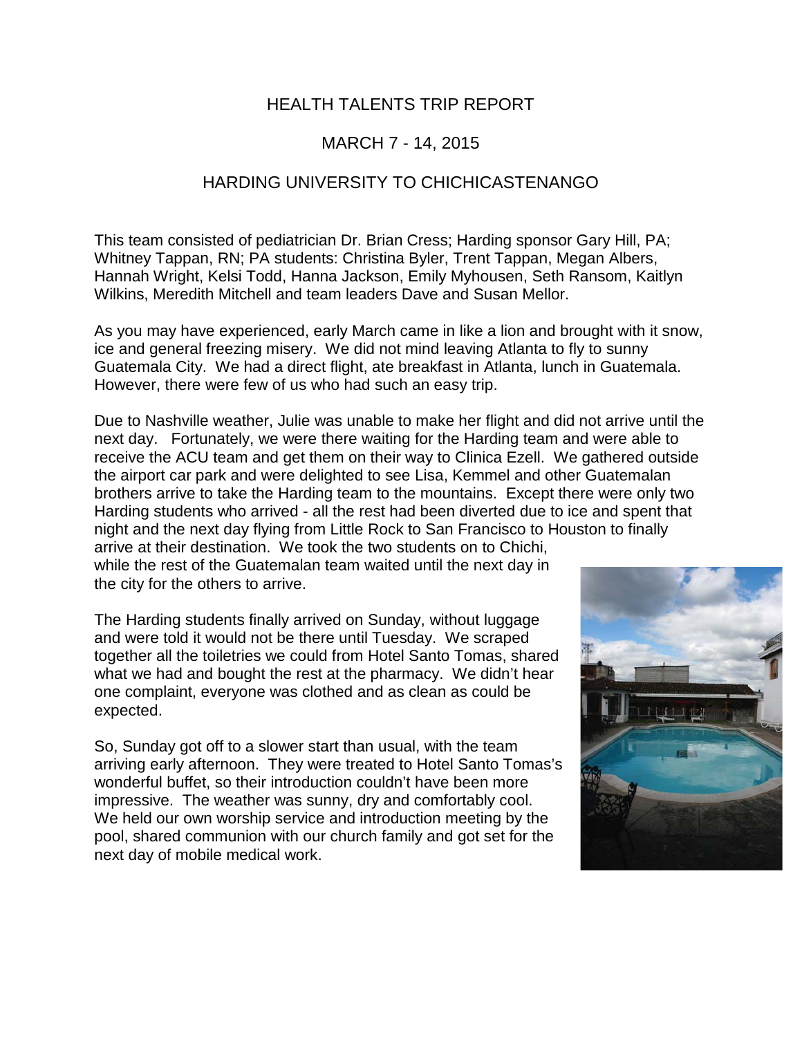# HEALTH TALENTS TRIP REPORT

## MARCH 7 - 14, 2015

## HARDING UNIVERSITY TO CHICHICASTENANGO

This team consisted of pediatrician Dr. Brian Cress; Harding sponsor Gary Hill, PA; Whitney Tappan, RN; PA students: Christina Byler, Trent Tappan, Megan Albers, Hannah Wright, Kelsi Todd, Hanna Jackson, Emily Myhousen, Seth Ransom, Kaitlyn Wilkins, Meredith Mitchell and team leaders Dave and Susan Mellor.

As you may have experienced, early March came in like a lion and brought with it snow, ice and general freezing misery. We did not mind leaving Atlanta to fly to sunny Guatemala City. We had a direct flight, ate breakfast in Atlanta, lunch in Guatemala. However, there were few of us who had such an easy trip.

Due to Nashville weather, Julie was unable to make her flight and did not arrive until the next day. Fortunately, we were there waiting for the Harding team and were able to receive the ACU team and get them on their way to Clinica Ezell. We gathered outside the airport car park and were delighted to see Lisa, Kemmel and other Guatemalan brothers arrive to take the Harding team to the mountains. Except there were only two Harding students who arrived - all the rest had been diverted due to ice and spent that night and the next day flying from Little Rock to San Francisco to Houston to finally arrive at their destination. We took the two students on to Chichi, while the rest of the Guatemalan team waited until the next day in the city for the others to arrive.

The Harding students finally arrived on Sunday, without luggage and were told it would not be there until Tuesday. We scraped together all the toiletries we could from Hotel Santo Tomas, shared what we had and bought the rest at the pharmacy. We didn't hear one complaint, everyone was clothed and as clean as could be expected.

So, Sunday got off to a slower start than usual, with the team arriving early afternoon. They were treated to Hotel Santo Tomas's wonderful buffet, so their introduction couldn't have been more impressive. The weather was sunny, dry and comfortably cool. We held our own worship service and introduction meeting by the pool, shared communion with our church family and got set for the next day of mobile medical work.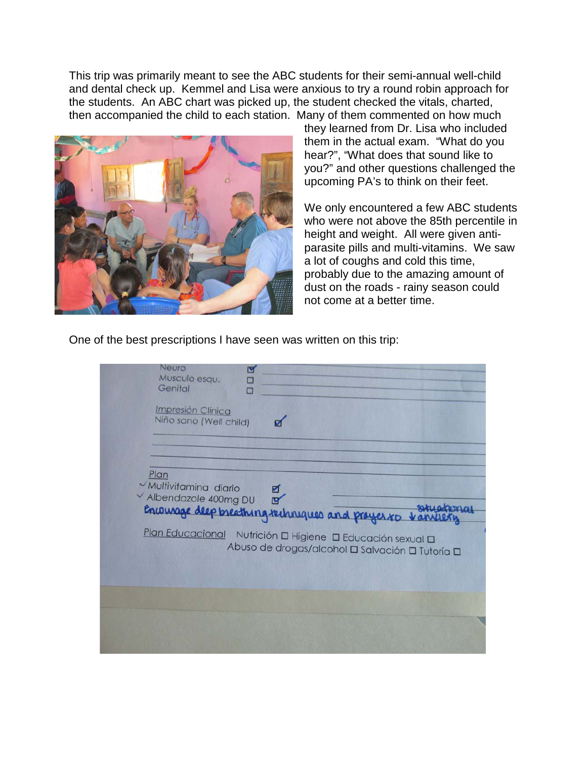This trip was primarily meant to see the ABC students for their semi-annual well-child and dental check up. Kemmel and Lisa were anxious to try a round robin approach for the students. An ABC chart was picked up, the student checked the vitals, charted, then accompanied the child to each station. Many of them commented on how much they learned from Dr. Lisa who included them in the actual exam. "What do you hear?", "What does that sound like to you?" and other questions challenged the upcoming PA's to think on their feet.

We only encountered a few ABC students who were not above the 85th percentile in height and weight. All were given anti-parasite pills and multi-vitamins. We saw a lot of coughs and cold this time, probably due to the amazing amount of dust on the roads - rainy season could not come at a better time.

One of the best prescriptions I have seen was written on this trip: